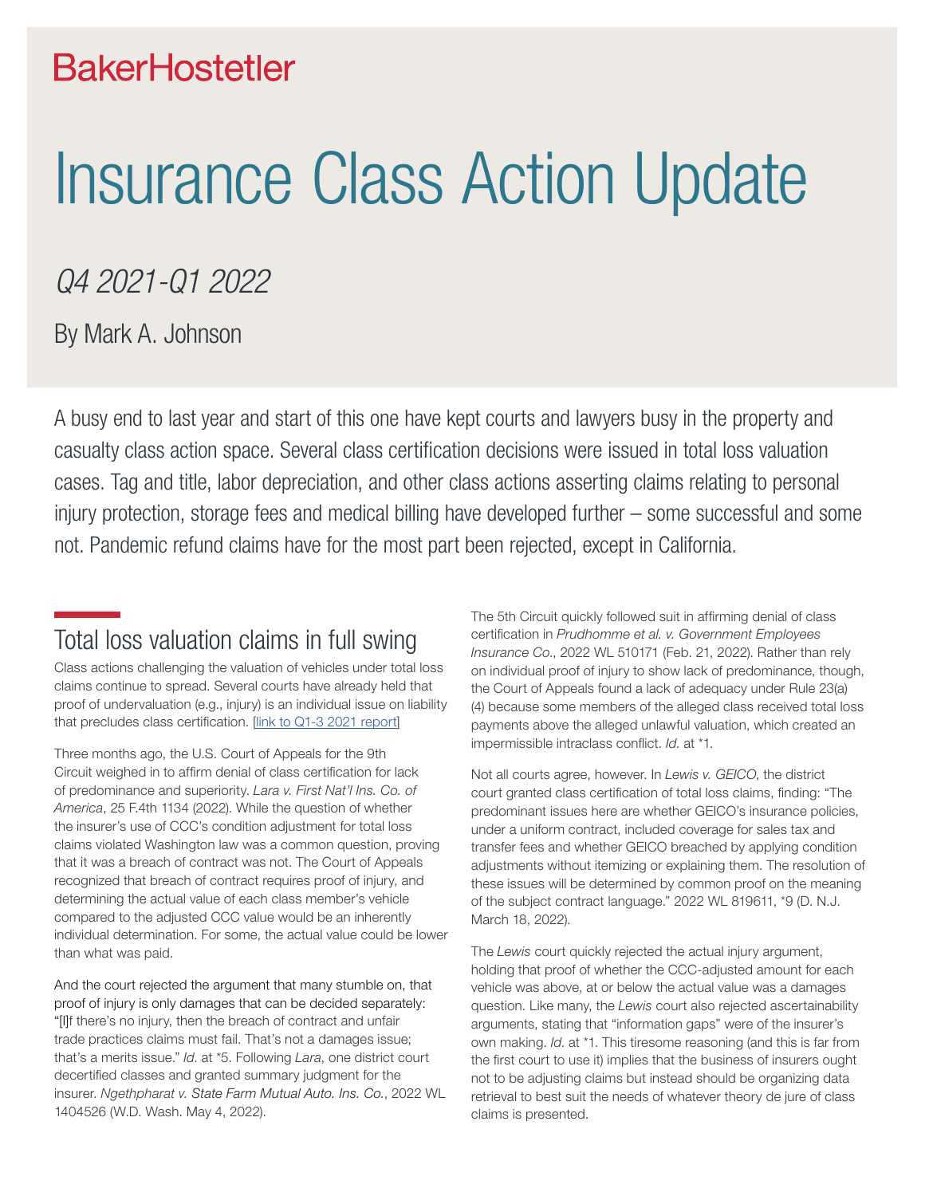BakerHostetler

# Insurance Class Action Update

*Q4 2021-Q1 2022*

By Mark A. Johnson

A busy end to last year and start of this one have kept courts and lawyers busy in the property and casualty class action space. Several class certification decisions were issued in total loss valuation cases. Tag and title, labor depreciation, and other class actions asserting claims relating to personal injury protection, storage fees and medical billing have developed further – some successful and some not. Pandemic refund claims have for the most part been rejected, except in California.

## Total loss valuation claims in full swing

Class actions challenging the valuation of vehicles under total loss claims continue to spread. Several courts have already held that proof of undervaluation (e.g., injury) is an individual issue on liability that precludes class certification. [link to Q1-3 2021 report]

Three months ago, the U.S. Court of Appeals for the 9th Circuit weighed in to affirm denial of class certification for lack of predominance and superiority. *Lara v. First Nat'l Ins. Co. of America*, 25 F.4th 1134 (2022). While the question of whether the insurer's use of CCC's condition adjustment for total loss claims violated Washington law was a common question, proving that it was a breach of contract was not. The Court of Appeals recognized that breach of contract requires proof of injury, and determining the actual value of each class member's vehicle compared to the adjusted CCC value would be an inherently individual determination. For some, the actual value could be lower than what was paid.

And the court rejected the argument that many stumble on, that proof of injury is only damages that can be decided separately: "[I]f there's no injury, then the breach of contract and unfair trade practices claims must fail. That's not a damages issue; that's a merits issue." *Id.* at *5. Following *Lara*, one district court decertified classes and granted summary judgment for the insurer. *Ngethpharat v. State Farm Mutual Auto. Ins. Co.*, 2022 WL 1404526 (W.D. Wash. May 4, 2022).

The 5th Circuit quickly followed suit in affirming denial of class certification in *Prudhomme et al. v. Government Employees Insurance Co.*, 2022 WL 510171 (Feb. 21, 2022). Rather than rely on individual proof of injury to show lack of predominance, though, the Court of Appeals found a lack of adequacy under Rule 23(a)(4) because some members of the alleged class received total loss payments above the alleged unlawful valuation, which created an impermissible intraclass conflict. *Id.* at *1.

Not all courts agree, however. In *Lewis v. GEICO*, the district court granted class certification of total loss claims, finding: "The predominant issues here are whether GEICO's insurance policies, under a uniform contract, included coverage for sales tax and transfer fees and whether GEICO breached by applying condition adjustments without itemizing or explaining them. The resolution of these issues will be determined by common proof on the meaning of the subject contract language." 2022 WL 819611, *9 (D. N.J. March 18, 2022).

The *Lewis* court quickly rejected the actual injury argument, holding that proof of whether the CCC-adjusted amount for each vehicle was above, at or below the actual value was a damages question. Like many, the *Lewis* court also rejected ascertainability arguments, stating that "information gaps" were of the insurer's own making. *Id.* at *1. This tiresome reasoning (and this is far from the first court to use it) implies that the business of insurers ought not to be adjusting claims but instead should be organizing data retrieval to best suit the needs of whatever theory de jure of class claims is presented.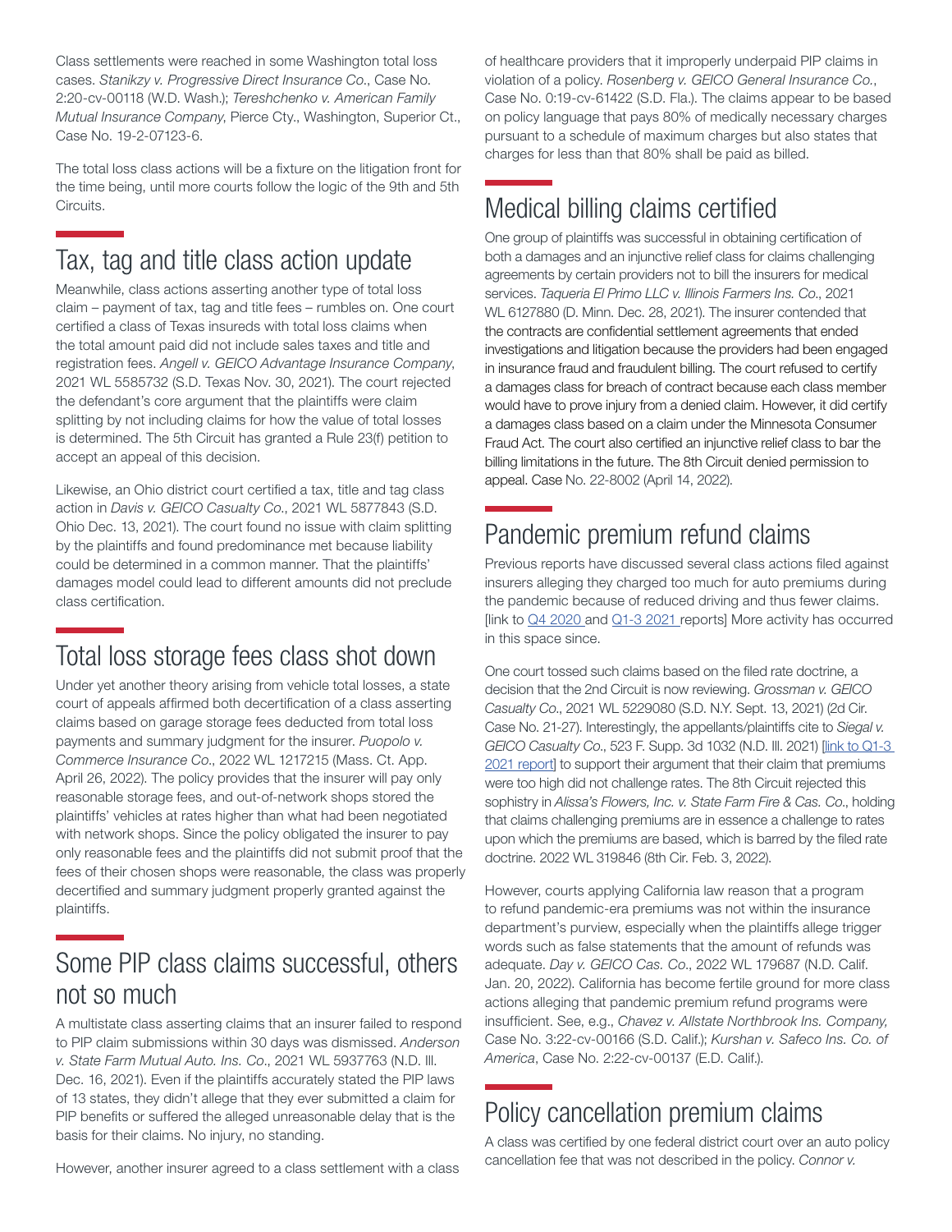Class settlements were reached in some Washington total loss cases. *Stanikzy v. Progressive Direct Insurance Co.*, Case No. 2:20-cv-00118 (W.D. Wash.); *Tereshchenko v. American Family Mutual Insurance Company*, Pierce Cty., Washington, Superior Ct., Case No. 19-2-07123-6.

The total loss class actions will be a fixture on the litigation front for the time being, until more courts follow the logic of the 9th and 5th Circuits.

## Tax, tag and title class action update

Meanwhile, class actions asserting another type of total loss claim – payment of tax, tag and title fees – rumbles on. One court certified a class of Texas insureds with total loss claims when the total amount paid did not include sales taxes and title and registration fees. *Angell v. GEICO Advantage Insurance Company*, 2021 WL 5585732 (S.D. Texas Nov. 30, 2021). The court rejected the defendant's core argument that the plaintiffs were claim splitting by not including claims for how the value of total losses is determined. The 5th Circuit has granted a Rule 23(f) petition to accept an appeal of this decision.

Likewise, an Ohio district court certified a tax, title and tag class action in *Davis v. GEICO Casualty Co.*, 2021 WL 5877843 (S.D. Ohio Dec. 13, 2021). The court found no issue with claim splitting by the plaintiffs and found predominance met because liability could be determined in a common manner. That the plaintiffs' damages model could lead to different amounts did not preclude class certification.

## Total loss storage fees class shot down

Under yet another theory arising from vehicle total losses, a state court of appeals affirmed both decertification of a class asserting claims based on garage storage fees deducted from total loss payments and summary judgment for the insurer. *Puopolo v. Commerce Insurance Co.*, 2022 WL 1217215 (Mass. Ct. App. April 26, 2022). The policy provides that the insurer will pay only reasonable storage fees, and out-of-network shops stored the plaintiffs' vehicles at rates higher than what had been negotiated with network shops. Since the policy obligated the insurer to pay only reasonable fees and the plaintiffs did not submit proof that the fees of their chosen shops were reasonable, the class was properly decertified and summary judgment properly granted against the plaintiffs.

## Some PIP class claims successful, others not so much

A multistate class asserting claims that an insurer failed to respond to PIP claim submissions within 30 days was dismissed. *Anderson v. State Farm Mutual Auto. Ins. Co.*, 2021 WL 5937763 (N.D. Ill. Dec. 16, 2021). Even if the plaintiffs accurately stated the PIP laws of 13 states, they didn't allege that they ever submitted a claim for PIP benefits or suffered the alleged unreasonable delay that is the basis for their claims. No injury, no standing.

However, another insurer agreed to a class settlement with a class of healthcare providers that it improperly underpaid PIP claims in violation of a policy. *Rosenberg v. GEICO General Insurance Co.*, Case No. 0:19-cv-61422 (S.D. Fla.). The claims appear to be based on policy language that pays 80% of medically necessary charges pursuant to a schedule of maximum charges but also states that charges for less than that 80% shall be paid as billed.

## Medical billing claims certified

One group of plaintiffs was successful in obtaining certification of both a damages and an injunctive relief class for claims challenging agreements by certain providers not to bill the insurers for medical services. *Taqueria El Primo LLC v. Illinois Farmers Ins. Co.*, 2021 WL 6127880 (D. Minn. Dec. 28, 2021). The insurer contended that the contracts are confidential settlement agreements that ended investigations and litigation because the providers had been engaged in insurance fraud and fraudulent billing. The court refused to certify a damages class for breach of contract because each class member would have to prove injury from a denied claim. However, it did certify a damages class based on a claim under the Minnesota Consumer Fraud Act. The court also certified an injunctive relief class to bar the billing limitations in the future. The 8th Circuit denied permission to appeal. Case No. 22-8002 (April 14, 2022).

## Pandemic premium refund claims

Previous reports have discussed several class actions filed against insurers alleging they charged too much for auto premiums during the pandemic because of reduced driving and thus fewer claims. [link to Q4 2020 and Q1-3 2021 reports] More activity has occurred in this space since.

One court tossed such claims based on the filed rate doctrine, a decision that the 2nd Circuit is now reviewing. *Grossman v. GEICO Casualty Co.*, 2021 WL 5229080 (S.D. N.Y. Sept. 13, 2021) (2d Cir. Case No. 21-27). Interestingly, the appellants/plaintiffs cite to *Siegal v. GEICO Casualty Co.*, 523 F. Supp. 3d 1032 (N.D. Ill. 2021) [link to Q1-3 2021 report] to support their argument that their claim that premiums were too high did not challenge rates. The 8th Circuit rejected this sophistry in *Alissa's Flowers, Inc. v. State Farm Fire & Cas. Co.*, holding that claims challenging premiums are in essence a challenge to rates upon which the premiums are based, which is barred by the filed rate doctrine. 2022 WL 319846 (8th Cir. Feb. 3, 2022).

However, courts applying California law reason that a program to refund pandemic-era premiums was not within the insurance department's purview, especially when the plaintiffs allege trigger words such as false statements that the amount of refunds was adequate. *Day v. GEICO Cas. Co.*, 2022 WL 179687 (N.D. Calif. Jan. 20, 2022). California has become fertile ground for more class actions alleging that pandemic premium refund programs were insufficient. See, e.g., *Chavez v. Allstate Northbrook Ins. Company*, Case No. 3:22-cv-00166 (S.D. Calif.); *Kurshan v. Safeco Ins. Co. of America*, Case No. 2:22-cv-00137 (E.D. Calif.).

## Policy cancellation premium claims

A class was certified by one federal district court over an auto policy cancellation fee that was not described in the policy. *Connor v.*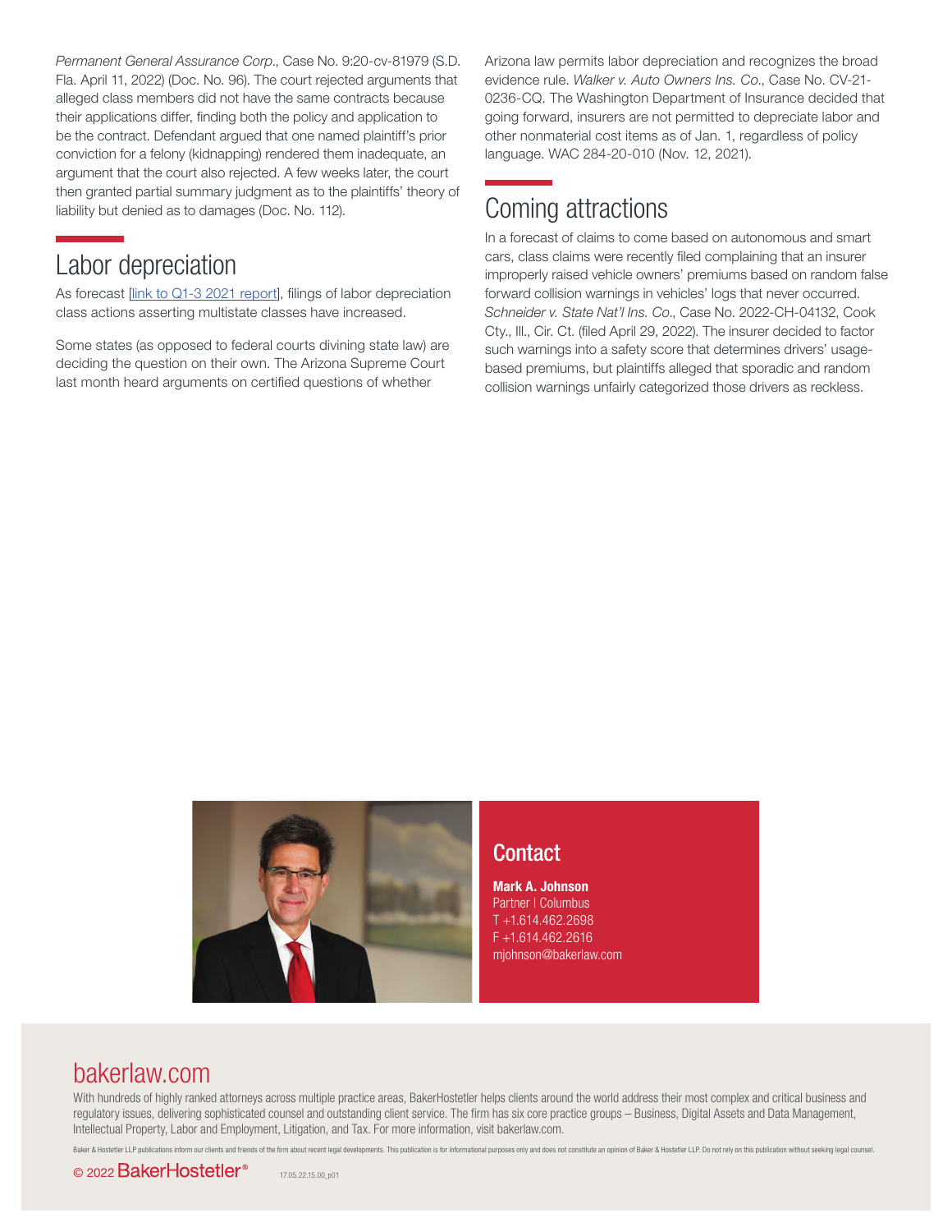*Permanent General Assurance Corp*., Case No. 9:20-cv-81979 (S.D. Fla. April 11, 2022) (Doc. No. 96). The court rejected arguments that alleged class members did not have the same contracts because their applications differ, finding both the policy and application to be the contract. Defendant argued that one named plaintiff's prior conviction for a felony (kidnapping) rendered them inadequate, an argument that the court also rejected. A few weeks later, the court then granted partial summary judgment as to the plaintiffs' theory of liability but denied as to damages (Doc. No. 112).

## Labor depreciation

As forecast [link to Q1-3 2021 report], filings of labor depreciation class actions asserting multistate classes have increased.

Some states (as opposed to federal courts divining state law) are deciding the question on their own. The Arizona Supreme Court last month heard arguments on certified questions of whether Arizona law permits labor depreciation and recognizes the broad evidence rule. *Walker v. Auto Owners Ins. Co.*, Case No. CV-21-0236-CQ. The Washington Department of Insurance decided that going forward, insurers are not permitted to depreciate labor and other nonmaterial cost items as of Jan. 1, regardless of policy language. WAC 284-20-010 (Nov. 12, 2021).

## Coming attractions

In a forecast of claims to come based on autonomous and smart cars, class claims were recently filed complaining that an insurer improperly raised vehicle owners' premiums based on random false forward collision warnings in vehicles' logs that never occurred. *Schneider v. State Nat'l Ins. Co.*, Case No. 2022-CH-04132, Cook Cty., Ill., Cir. Ct. (filed April 29, 2022). The insurer decided to factor such warnings into a safety score that determines drivers' usage-based premiums, but plaintiffs alleged that sporadic and random collision warnings unfairly categorized those drivers as reckless.

## Contact

**Mark A. Johnson**
Partner | Columbus
T +1.614.462.2698
F +1.614.462.2616
mjohnson@bakerlaw.com

## bakerlaw.com

With hundreds of highly ranked attorneys across multiple practice areas, BakerHostetler helps clients around the world address their most complex and critical business and regulatory issues, delivering sophisticated counsel and outstanding client service. The firm has six core practice groups – Business, Digital Assets and Data Management, Intellectual Property, Labor and Employment, Litigation, and Tax. For more information, visit bakerlaw.com.

Baker & Hostetler LLP publications inform our clients and friends of the firm about recent legal developments. This publication is for informational purposes only and does not constitute an opinion of Baker & Hostetler LLP. Do not rely on this publication without seeking legal counsel.

© 2022 BakerHostetler®

17.05.22.15.00_p01